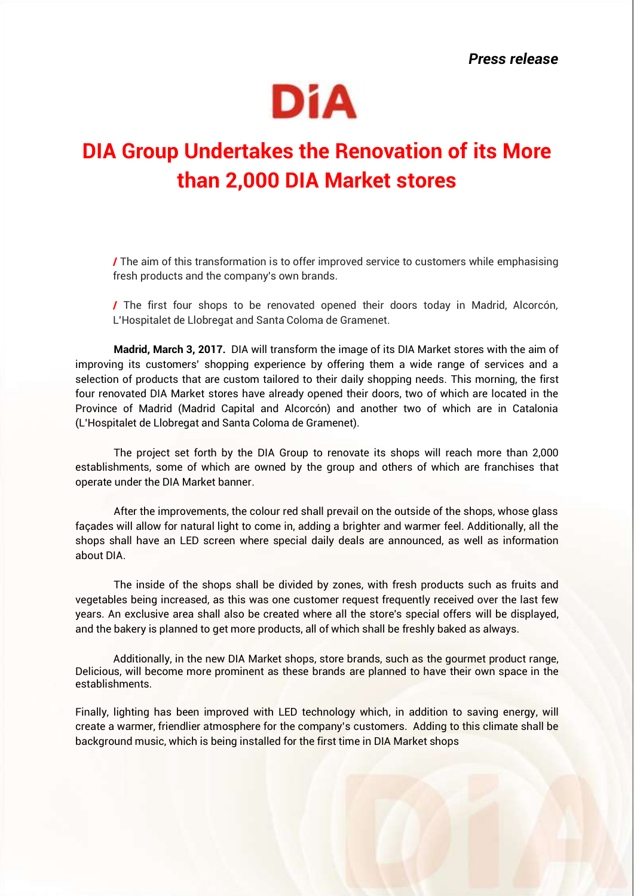*Press release*

DiA

# DIA Group Undertakes the Renovation of its More than 2,000 DIA Market stores

/ The aim of this transformation is to offer improved service to customers while emphasising fresh products and the company's own brands.

/ The first four shops to be renovated opened their doors today in Madrid, Alcorcón, L'Hospitalet de Llobregat and Santa Coloma de Gramenet.

**Madrid, March 3, 2017.** DIA will transform the image of its DIA Market stores with the aim of improving its customers' shopping experience by offering them a wide range of services and a selection of products that are custom tailored to their daily shopping needs. This morning, the first four renovated DIA Market stores have already opened their doors, two of which are located in the Province of Madrid (Madrid Capital and Alcorcón) and another two of which are in Catalonia (L'Hospitalet de Llobregat and Santa Coloma de Gramenet).

The project set forth by the DIA Group to renovate its shops will reach more than 2,000 establishments, some of which are owned by the group and others of which are franchises that operate under the DIA Market banner.

After the improvements, the colour red shall prevail on the outside of the shops, whose glass façades will allow for natural light to come in, adding a brighter and warmer feel. Additionally, all the shops shall have an LED screen where special daily deals are announced, as well as information about DIA.

The inside of the shops shall be divided by zones, with fresh products such as fruits and vegetables being increased, as this was one customer request frequently received over the last few years. An exclusive area shall also be created where all the store's special offers will be displayed, and the bakery is planned to get more products, all of which shall be freshly baked as always.

Additionally, in the new DIA Market shops, store brands, such as the gourmet product range, Delicious, will become more prominent as these brands are planned to have their own space in the establishments.

Finally, lighting has been improved with LED technology which, in addition to saving energy, will create a warmer, friendlier atmosphere for the company's customers. Adding to this climate shall be background music, which is being installed for the first time in DIA Market shops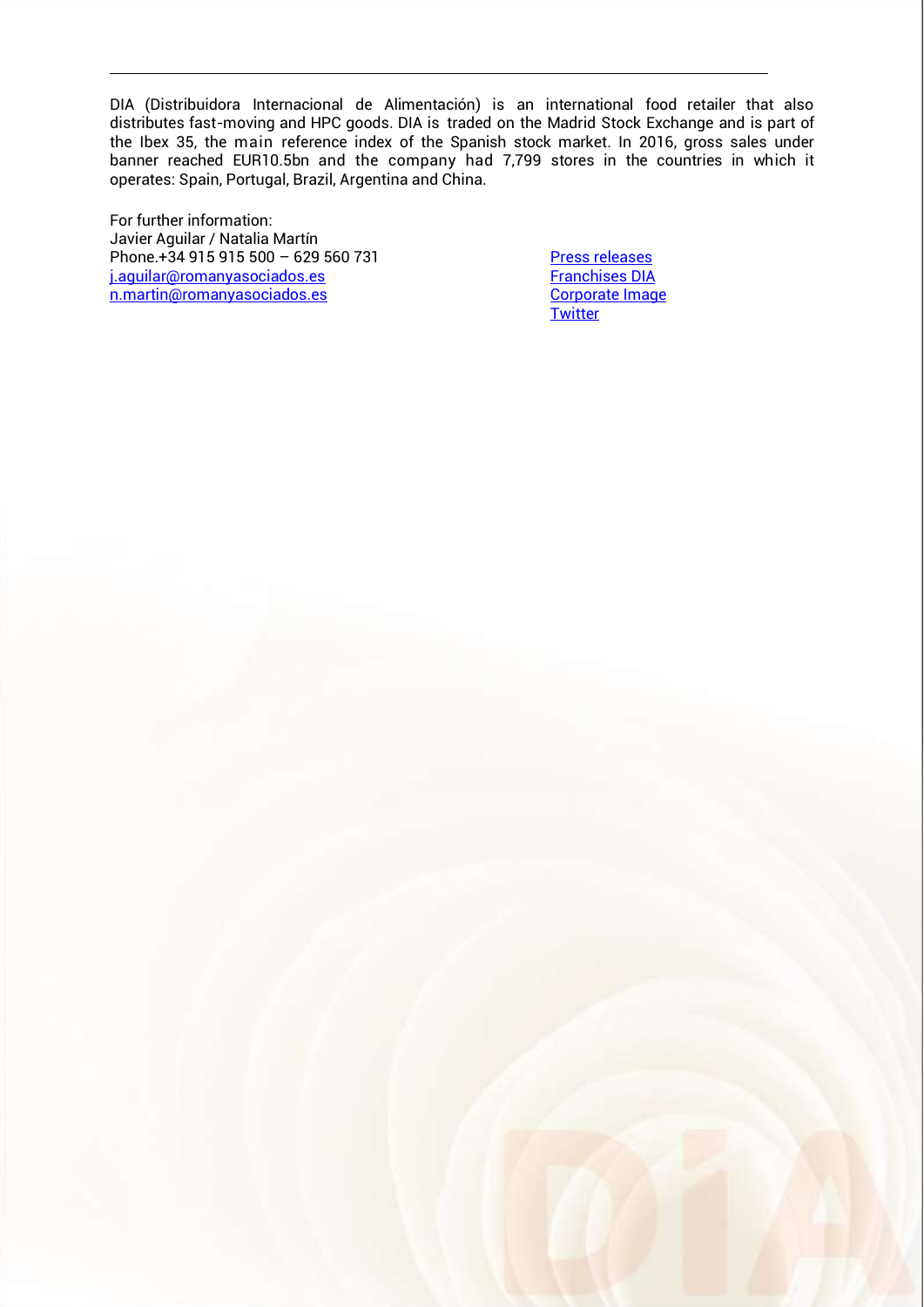DIA (Distribuidora Internacional de Alimentación) is an international food retailer that also distributes fast-moving and HPC goods. DIA is traded on the Madrid Stock Exchange and is part of the Ibex 35, the main reference index of the Spanish stock market. In 2016, gross sales under banner reached EUR10.5bn and the company had 7,799 stores in the countries in which it operates: Spain, Portugal, Brazil, Argentina and China.

For further information:
Javier Aguilar / Natalia Martín
Phone.+34 915 915 500 – 629 560 731
j.aguilar@romanyasociados.es
n.martin@romanyasociados.es

Press releases
Franchises DIA
Corporate Image
Twitter